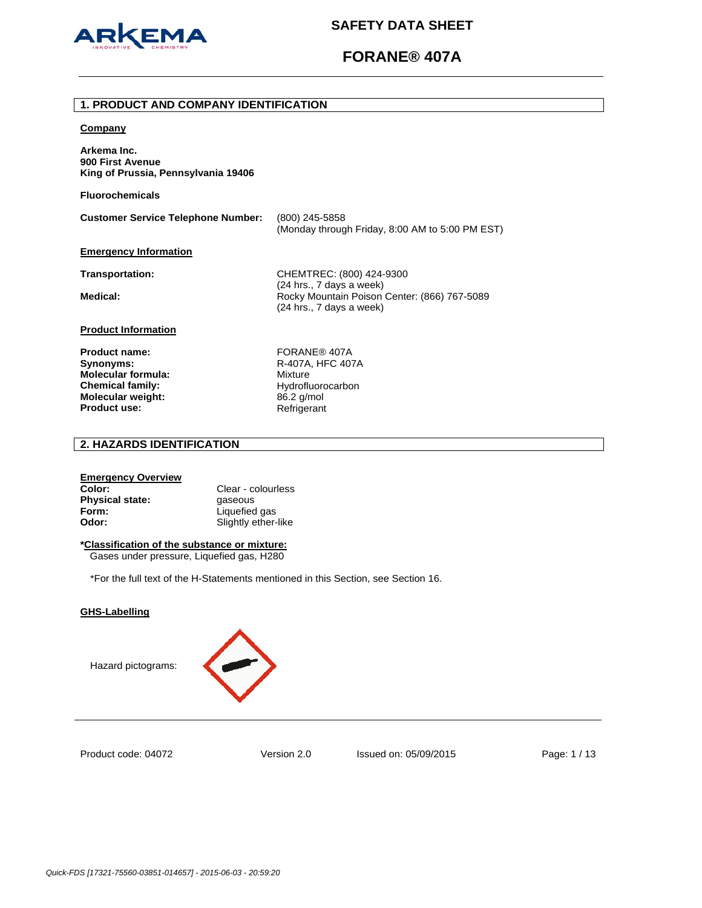# SAFETY DATA SHEET

# FORANE® 407A

## 1. PRODUCT AND COMPANY IDENTIFICATION

**Company**

**Arkema Inc.**
**900 First Avenue**
**King of Prussia, Pennsylvania 19406**

**Fluorochemicals**

| | |
|---|---|
| **Customer Service Telephone Number:** | (800) 245-5858<br>(Monday through Friday, 8:00 AM to 5:00 PM EST) |

**Emergency Information**

| | |
|---|---|
| **Transportation:** | CHEMTREC: (800) 424-9300<br>(24 hrs., 7 days a week) |
| **Medical:** | Rocky Mountain Poison Center: (866) 767-5089<br>(24 hrs., 7 days a week) |

**Product Information**

| | |
|---|---|
| **Product name:** | FORANE® 407A |
| **Synonyms:** | R-407A, HFC 407A |
| **Molecular formula:** | Mixture |
| **Chemical family:** | Hydrofluorocarbon |
| **Molecular weight:** | 86.2 g/mol |
| **Product use:** | Refrigerant |

## 2. HAZARDS IDENTIFICATION

**Emergency Overview**

| | |
|---|---|
| **Color:** | Clear - colourless |
| **Physical state:** | gaseous |
| **Form:** | Liquefied gas |
| **Odor:** | Slightly ether-like |

***Classification of the substance or mixture:**
Gases under pressure, Liquefied gas, H280

*For the full text of the H-Statements mentioned in this Section, see Section 16.

**GHS-Labelling**

Hazard pictograms:

Product code: 04072 Version 2.0 Issued on: 05/09/2015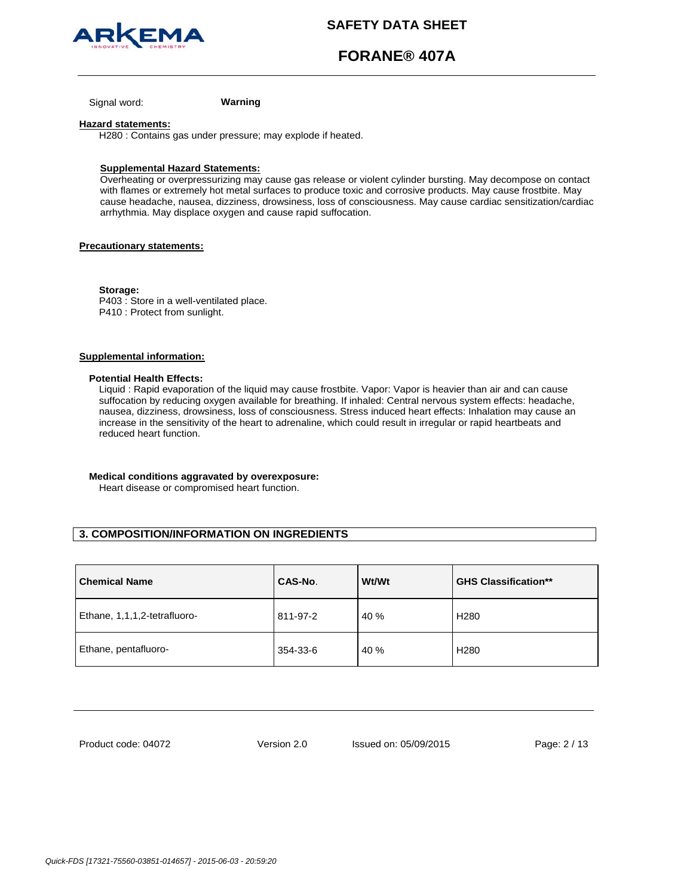Signal word: **Warning**

**Hazard statements:**

H280 : Contains gas under pressure; may explode if heated.

**Supplemental Hazard Statements:**

Overheating or overpressurizing may cause gas release or violent cylinder bursting. May decompose on contact with flames or extremely hot metal surfaces to produce toxic and corrosive products. May cause frostbite. May cause headache, nausea, dizziness, drowsiness, loss of consciousness. May cause cardiac sensitization/cardiac arrhythmia. May displace oxygen and cause rapid suffocation.

**Precautionary statements:**

**Storage:**

P403 : Store in a well-ventilated place.
P410 : Protect from sunlight.

**Supplemental information:**

**Potential Health Effects:**

Liquid : Rapid evaporation of the liquid may cause frostbite. Vapor: Vapor is heavier than air and can cause suffocation by reducing oxygen available for breathing. If inhaled: Central nervous system effects: headache, nausea, dizziness, drowsiness, loss of consciousness. Stress induced heart effects: Inhalation may cause an increase in the sensitivity of the heart to adrenaline, which could result in irregular or rapid heartbeats and reduced heart function.

**Medical conditions aggravated by overexposure:**

Heart disease or compromised heart function.

## 3. COMPOSITION/INFORMATION ON INGREDIENTS

| Chemical Name | CAS-No. | Wt/Wt | GHS Classification** |
|---|---|---|---|
| Ethane, 1,1,1,2-tetrafluoro- | 811-97-2 | 40 % | H280 |
| Ethane, pentafluoro- | 354-33-6 | 40 % | H280 |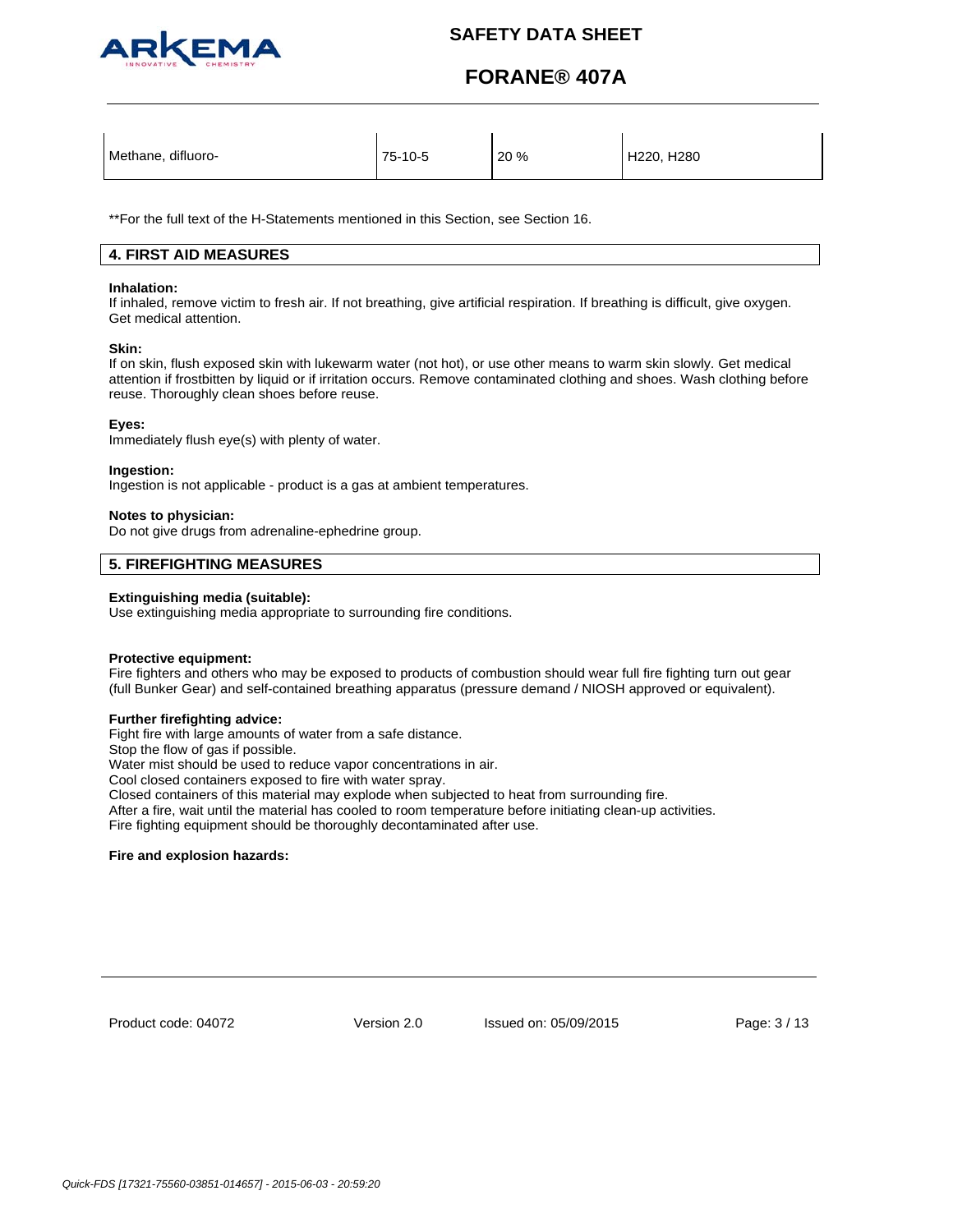| Methane, difluoro- | 75-10-5 | 20 % | H220, H280 |
|---|---|---|---|

**For the full text of the H-Statements mentioned in this Section, see Section 16.

## 4. FIRST AID MEASURES

**Inhalation:**
If inhaled, remove victim to fresh air. If not breathing, give artificial respiration. If breathing is difficult, give oxygen. Get medical attention.

**Skin:**
If on skin, flush exposed skin with lukewarm water (not hot), or use other means to warm skin slowly. Get medical attention if frostbitten by liquid or if irritation occurs. Remove contaminated clothing and shoes. Wash clothing before reuse. Thoroughly clean shoes before reuse.

**Eyes:**
Immediately flush eye(s) with plenty of water.

**Ingestion:**
Ingestion is not applicable - product is a gas at ambient temperatures.

**Notes to physician:**
Do not give drugs from adrenaline-ephedrine group.

## 5. FIREFIGHTING MEASURES

**Extinguishing media (suitable):**
Use extinguishing media appropriate to surrounding fire conditions.

**Protective equipment:**
Fire fighters and others who may be exposed to products of combustion should wear full fire fighting turn out gear (full Bunker Gear) and self-contained breathing apparatus (pressure demand / NIOSH approved or equivalent).

**Further firefighting advice:**
Fight fire with large amounts of water from a safe distance.
Stop the flow of gas if possible.
Water mist should be used to reduce vapor concentrations in air.
Cool closed containers exposed to fire with water spray.
Closed containers of this material may explode when subjected to heat from surrounding fire.
After a fire, wait until the material has cooled to room temperature before initiating clean-up activities.
Fire fighting equipment should be thoroughly decontaminated after use.

**Fire and explosion hazards:**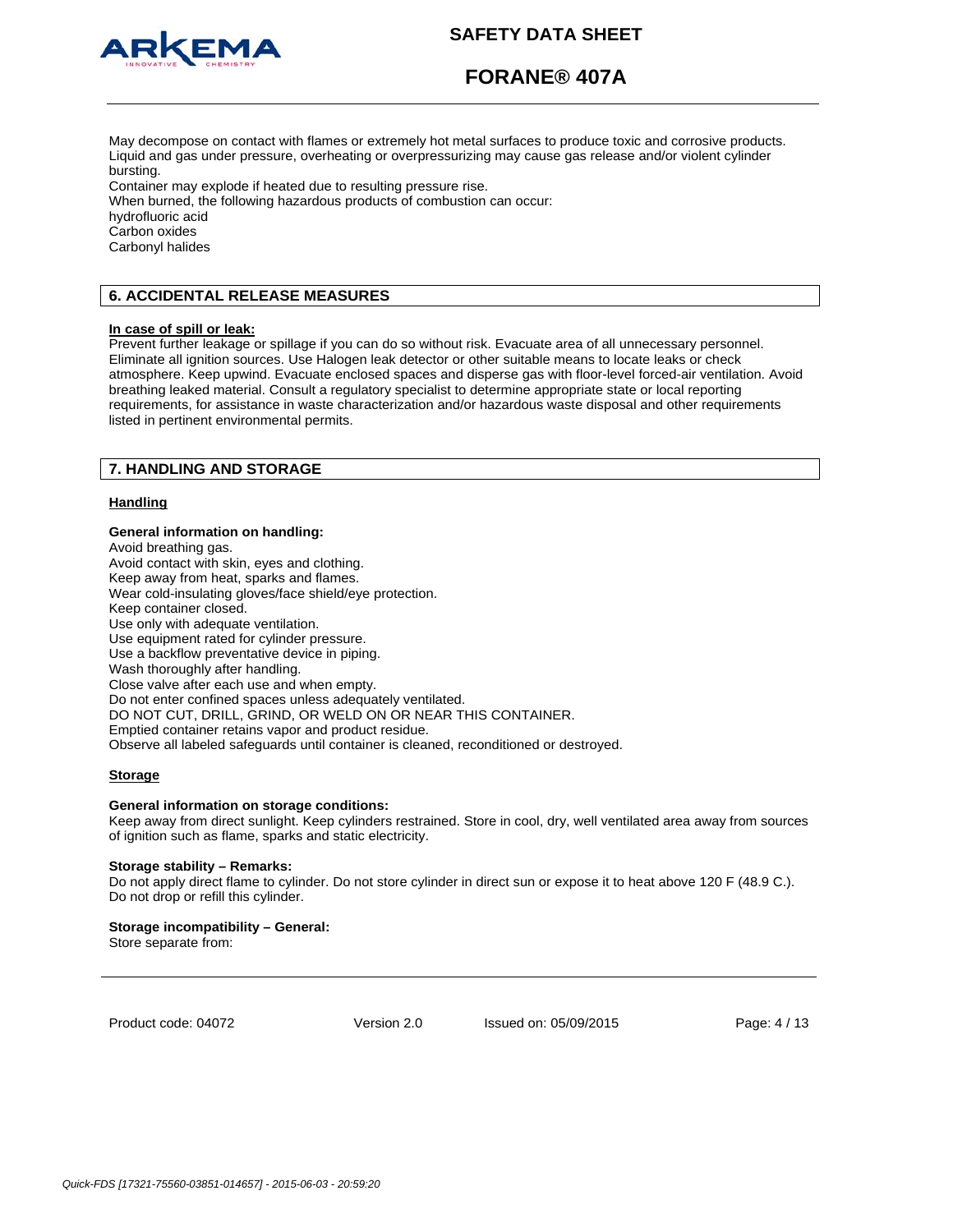May decompose on contact with flames or extremely hot metal surfaces to produce toxic and corrosive products.
Liquid and gas under pressure, overheating or overpressurizing may cause gas release and/or violent cylinder bursting.
Container may explode if heated due to resulting pressure rise.
When burned, the following hazardous products of combustion can occur:
hydrofluoric acid
Carbon oxides
Carbonyl halides

## 6. ACCIDENTAL RELEASE MEASURES

**In case of spill or leak:**
Prevent further leakage or spillage if you can do so without risk. Evacuate area of all unnecessary personnel. Eliminate all ignition sources. Use Halogen leak detector or other suitable means to locate leaks or check atmosphere. Keep upwind. Evacuate enclosed spaces and disperse gas with floor-level forced-air ventilation. Avoid breathing leaked material. Consult a regulatory specialist to determine appropriate state or local reporting requirements, for assistance in waste characterization and/or hazardous waste disposal and other requirements listed in pertinent environmental permits.

## 7. HANDLING AND STORAGE

### Handling

**General information on handling:**
Avoid breathing gas.
Avoid contact with skin, eyes and clothing.
Keep away from heat, sparks and flames.
Wear cold-insulating gloves/face shield/eye protection.
Keep container closed.
Use only with adequate ventilation.
Use equipment rated for cylinder pressure.
Use a backflow preventative device in piping.
Wash thoroughly after handling.
Close valve after each use and when empty.
Do not enter confined spaces unless adequately ventilated.
DO NOT CUT, DRILL, GRIND, OR WELD ON OR NEAR THIS CONTAINER.
Emptied container retains vapor and product residue.
Observe all labeled safeguards until container is cleaned, reconditioned or destroyed.

### Storage

**General information on storage conditions:**
Keep away from direct sunlight. Keep cylinders restrained. Store in cool, dry, well ventilated area away from sources of ignition such as flame, sparks and static electricity.

**Storage stability – Remarks:**
Do not apply direct flame to cylinder. Do not store cylinder in direct sun or expose it to heat above 120 F (48.9 C.). Do not drop or refill this cylinder.

**Storage incompatibility – General:**
Store separate from: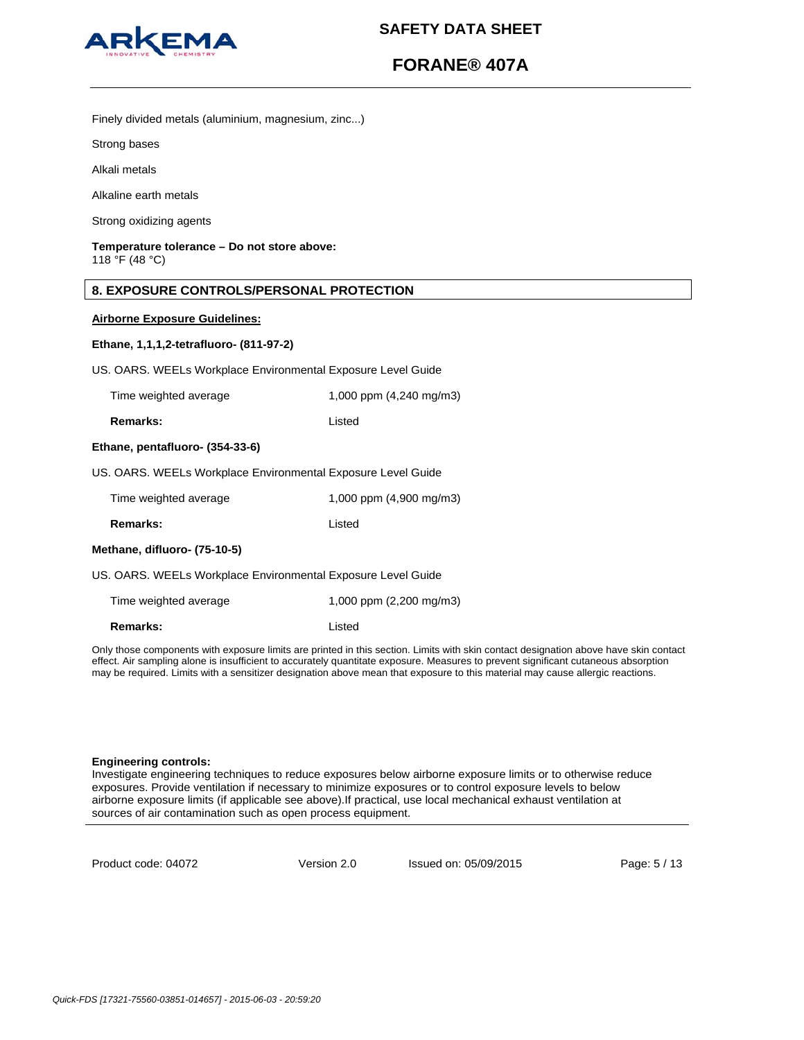Finely divided metals (aluminium, magnesium, zinc...)

Strong bases

Alkali metals

Alkaline earth metals

Strong oxidizing agents

**Temperature tolerance – Do not store above:**
118 °F (48 °C)

## 8. EXPOSURE CONTROLS/PERSONAL PROTECTION

**Airborne Exposure Guidelines:**

**Ethane, 1,1,1,2-tetrafluoro- (811-97-2)**

US. OARS. WEELs Workplace Environmental Exposure Level Guide

| | |
|---|---|
| Time weighted average | 1,000 ppm (4,240 mg/m3) |
| **Remarks:** | Listed |

**Ethane, pentafluoro- (354-33-6)**

US. OARS. WEELs Workplace Environmental Exposure Level Guide

| | |
|---|---|
| Time weighted average | 1,000 ppm (4,900 mg/m3) |
| **Remarks:** | Listed |

**Methane, difluoro- (75-10-5)**

US. OARS. WEELs Workplace Environmental Exposure Level Guide

| | |
|---|---|
| Time weighted average | 1,000 ppm (2,200 mg/m3) |
| **Remarks:** | Listed |

Only those components with exposure limits are printed in this section. Limits with skin contact designation above have skin contact effect. Air sampling alone is insufficient to accurately quantitate exposure. Measures to prevent significant cutaneous absorption may be required. Limits with a sensitizer designation above mean that exposure to this material may cause allergic reactions.

**Engineering controls:**
Investigate engineering techniques to reduce exposures below airborne exposure limits or to otherwise reduce exposures. Provide ventilation if necessary to minimize exposures or to control exposure levels to below airborne exposure limits (if applicable see above).If practical, use local mechanical exhaust ventilation at sources of air contamination such as open process equipment.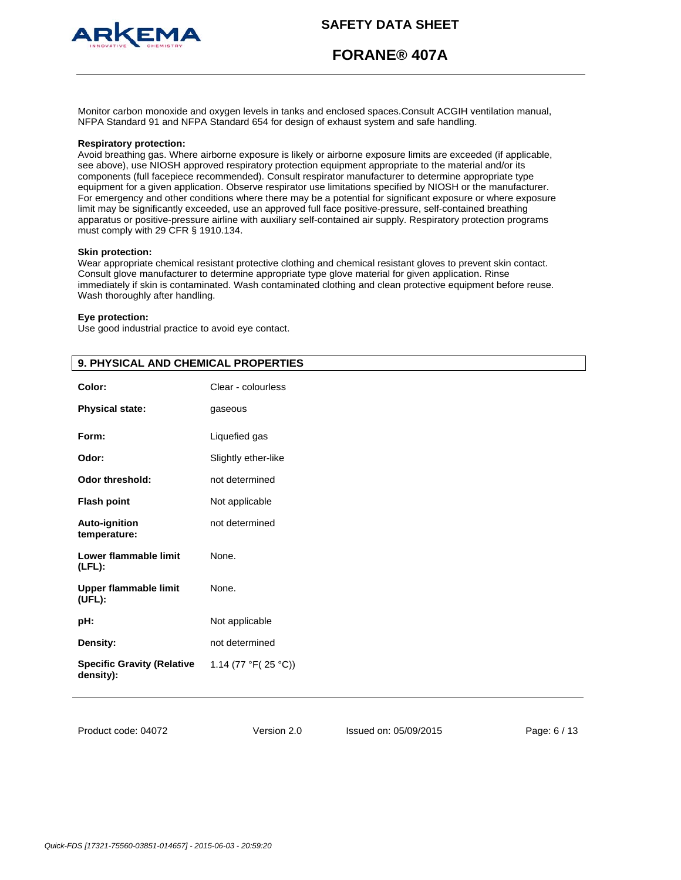Monitor carbon monoxide and oxygen levels in tanks and enclosed spaces.Consult ACGIH ventilation manual, NFPA Standard 91 and NFPA Standard 654 for design of exhaust system and safe handling.

**Respiratory protection:**
Avoid breathing gas. Where airborne exposure is likely or airborne exposure limits are exceeded (if applicable, see above), use NIOSH approved respiratory protection equipment appropriate to the material and/or its components (full facepiece recommended). Consult respirator manufacturer to determine appropriate type equipment for a given application. Observe respirator use limitations specified by NIOSH or the manufacturer. For emergency and other conditions where there may be a potential for significant exposure or where exposure limit may be significantly exceeded, use an approved full face positive-pressure, self-contained breathing apparatus or positive-pressure airline with auxiliary self-contained air supply. Respiratory protection programs must comply with 29 CFR § 1910.134.

**Skin protection:**
Wear appropriate chemical resistant protective clothing and chemical resistant gloves to prevent skin contact. Consult glove manufacturer to determine appropriate type glove material for given application. Rinse immediately if skin is contaminated. Wash contaminated clothing and clean protective equipment before reuse. Wash thoroughly after handling.

**Eye protection:**
Use good industrial practice to avoid eye contact.

## 9. PHYSICAL AND CHEMICAL PROPERTIES

| | |
|---|---|
| **Color:** | Clear - colourless |
| **Physical state:** | gaseous |
| **Form:** | Liquefied gas |
| **Odor:** | Slightly ether-like |
| **Odor threshold:** | not determined |
| **Flash point** | Not applicable |
| **Auto-ignition temperature:** | not determined |
| **Lower flammable limit (LFL):** | None. |
| **Upper flammable limit (UFL):** | None. |
| **pH:** | Not applicable |
| **Density:** | not determined |
| **Specific Gravity (Relative density):** | 1.14 (77 °F( 25 °C)) |

Product code: 04072 Version 2.0 Issued on: 05/09/2015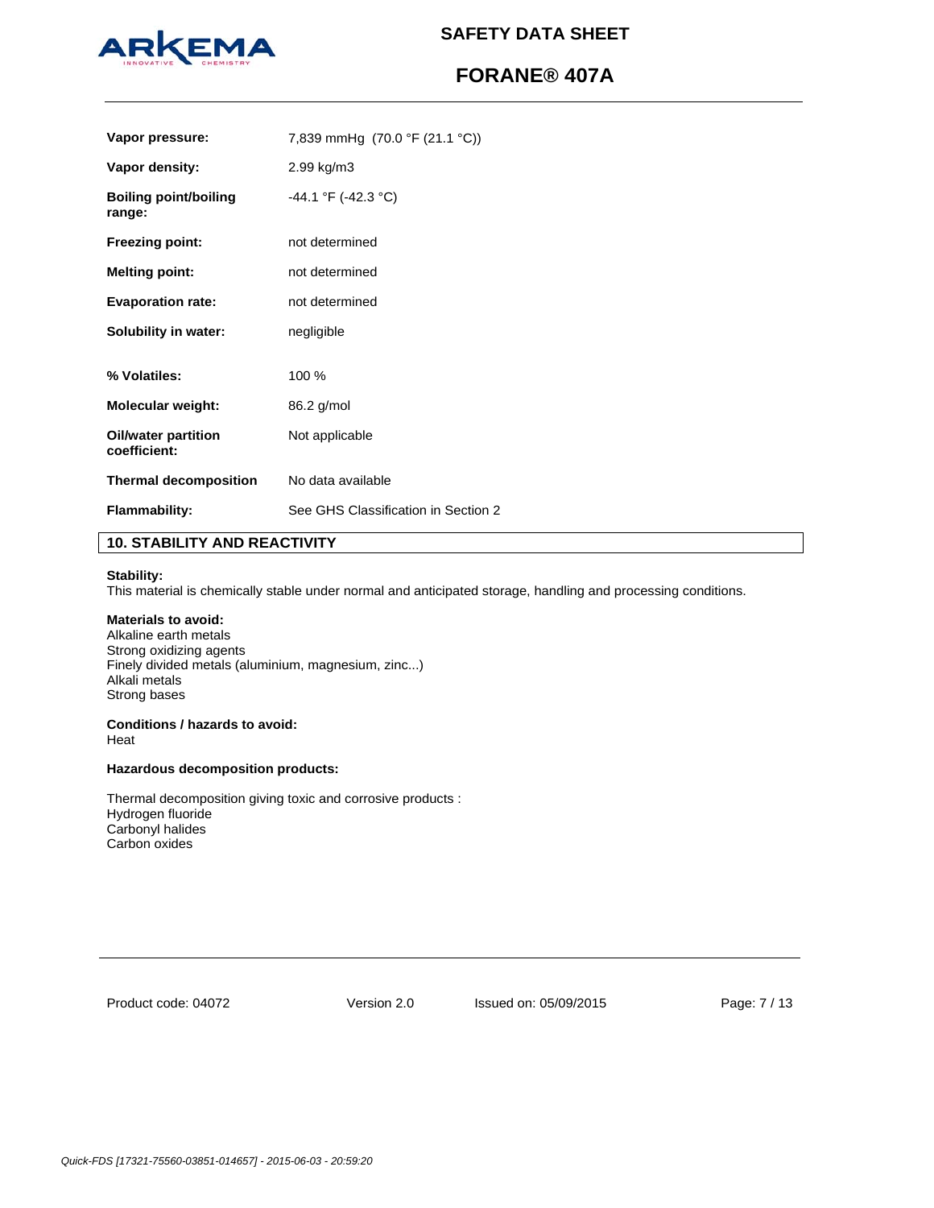| | |
|---|---|
| **Vapor pressure:** | 7,839 mmHg (70.0 °F (21.1 °C)) |
| **Vapor density:** | 2.99 kg/m3 |
| **Boiling point/boiling range:** | -44.1 °F (-42.3 °C) |
| **Freezing point:** | not determined |
| **Melting point:** | not determined |
| **Evaporation rate:** | not determined |
| **Solubility in water:** | negligible |
| **% Volatiles:** | 100 % |
| **Molecular weight:** | 86.2 g/mol |
| **Oil/water partition coefficient:** | Not applicable |
| **Thermal decomposition** | No data available |
| **Flammability:** | See GHS Classification in Section 2 |

## 10. STABILITY AND REACTIVITY

**Stability:**
This material is chemically stable under normal and anticipated storage, handling and processing conditions.

**Materials to avoid:**
Alkaline earth metals
Strong oxidizing agents
Finely divided metals (aluminium, magnesium, zinc...)
Alkali metals
Strong bases

**Conditions / hazards to avoid:**
Heat

**Hazardous decomposition products:**

Thermal decomposition giving toxic and corrosive products :
Hydrogen fluoride
Carbonyl halides
Carbon oxides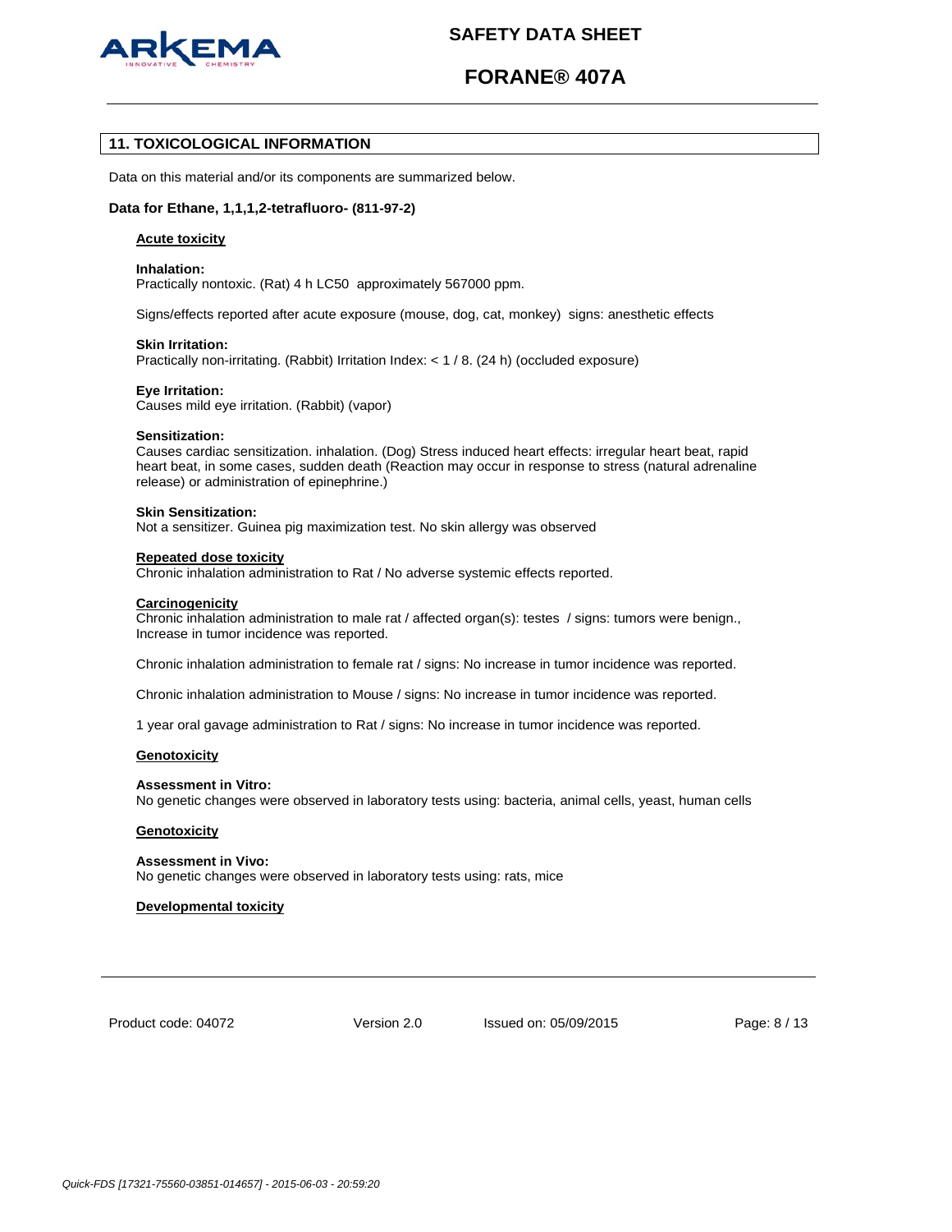## 11. TOXICOLOGICAL INFORMATION

Data on this material and/or its components are summarized below.

**Data for Ethane, 1,1,1,2-tetrafluoro- (811-97-2)**

**Acute toxicity**

**Inhalation:**
Practically nontoxic. (Rat) 4 h LC50 approximately 567000 ppm.

Signs/effects reported after acute exposure (mouse, dog, cat, monkey) signs: anesthetic effects

**Skin Irritation:**
Practically non-irritating. (Rabbit) Irritation Index: < 1 / 8. (24 h) (occluded exposure)

**Eye Irritation:**
Causes mild eye irritation. (Rabbit) (vapor)

**Sensitization:**
Causes cardiac sensitization. inhalation. (Dog) Stress induced heart effects: irregular heart beat, rapid heart beat, in some cases, sudden death (Reaction may occur in response to stress (natural adrenaline release) or administration of epinephrine.)

**Skin Sensitization:**
Not a sensitizer. Guinea pig maximization test. No skin allergy was observed

**Repeated dose toxicity**
Chronic inhalation administration to Rat / No adverse systemic effects reported.

**Carcinogenicity**
Chronic inhalation administration to male rat / affected organ(s): testes / signs: tumors were benign., Increase in tumor incidence was reported.

Chronic inhalation administration to female rat / signs: No increase in tumor incidence was reported.

Chronic inhalation administration to Mouse / signs: No increase in tumor incidence was reported.

1 year oral gavage administration to Rat / signs: No increase in tumor incidence was reported.

**Genotoxicity**

**Assessment in Vitro:**
No genetic changes were observed in laboratory tests using: bacteria, animal cells, yeast, human cells

**Genotoxicity**

**Assessment in Vivo:**
No genetic changes were observed in laboratory tests using: rats, mice

**Developmental toxicity**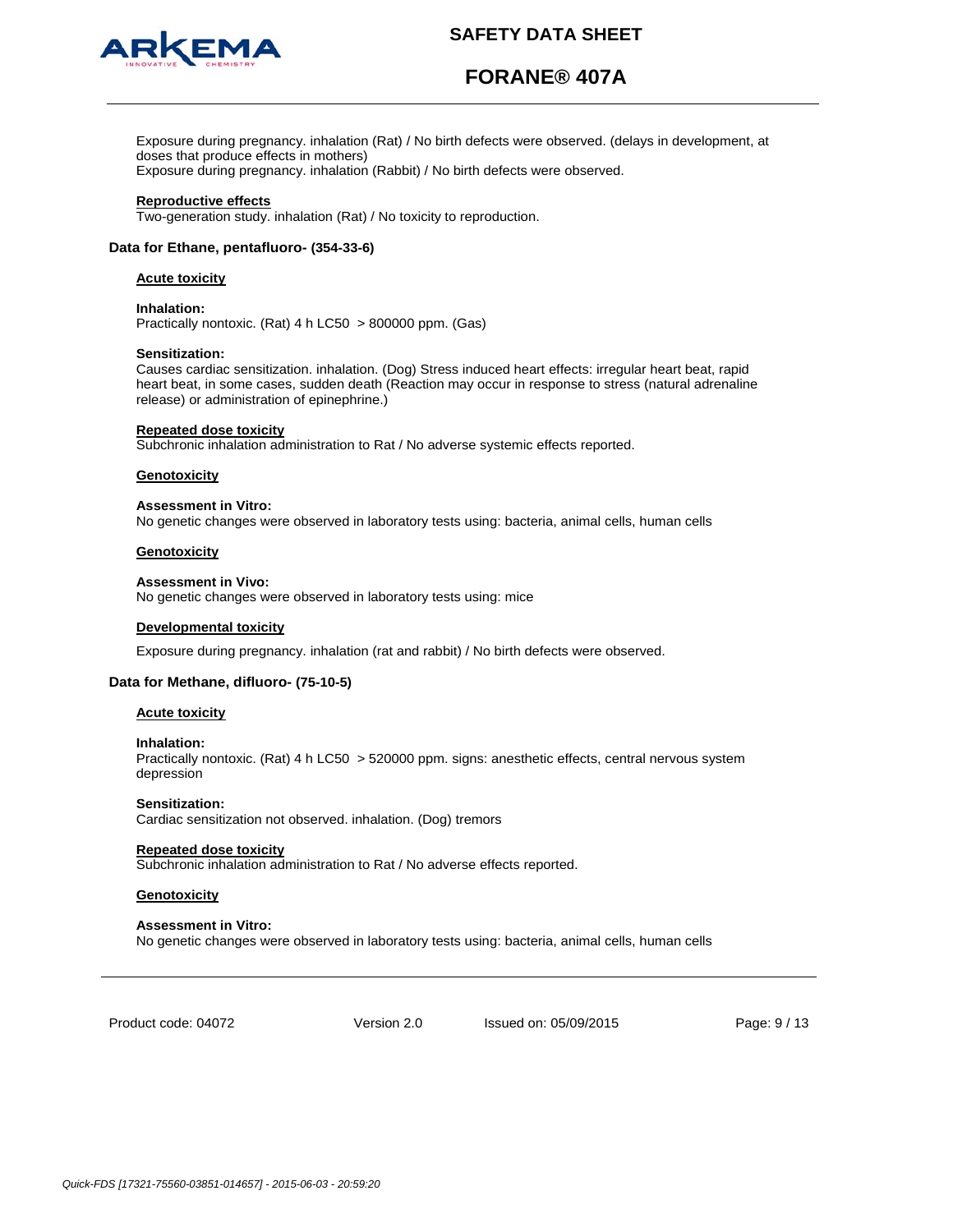Exposure during pregnancy. inhalation (Rat) / No birth defects were observed. (delays in development, at doses that produce effects in mothers)
Exposure during pregnancy. inhalation (Rabbit) / No birth defects were observed.

**Reproductive effects**
Two-generation study. inhalation (Rat) / No toxicity to reproduction.

### Data for Ethane, pentafluoro- (354-33-6)

**Acute toxicity**

**Inhalation:**
Practically nontoxic. (Rat) 4 h LC50 > 800000 ppm. (Gas)

**Sensitization:**
Causes cardiac sensitization. inhalation. (Dog) Stress induced heart effects: irregular heart beat, rapid heart beat, in some cases, sudden death (Reaction may occur in response to stress (natural adrenaline release) or administration of epinephrine.)

**Repeated dose toxicity**
Subchronic inhalation administration to Rat / No adverse systemic effects reported.

**Genotoxicity**

**Assessment in Vitro:**
No genetic changes were observed in laboratory tests using: bacteria, animal cells, human cells

**Genotoxicity**

**Assessment in Vivo:**
No genetic changes were observed in laboratory tests using: mice

**Developmental toxicity**

Exposure during pregnancy. inhalation (rat and rabbit) / No birth defects were observed.

### Data for Methane, difluoro- (75-10-5)

**Acute toxicity**

**Inhalation:**
Practically nontoxic. (Rat) 4 h LC50 > 520000 ppm. signs: anesthetic effects, central nervous system depression

**Sensitization:**
Cardiac sensitization not observed. inhalation. (Dog) tremors

**Repeated dose toxicity**
Subchronic inhalation administration to Rat / No adverse effects reported.

**Genotoxicity**

**Assessment in Vitro:**
No genetic changes were observed in laboratory tests using: bacteria, animal cells, human cells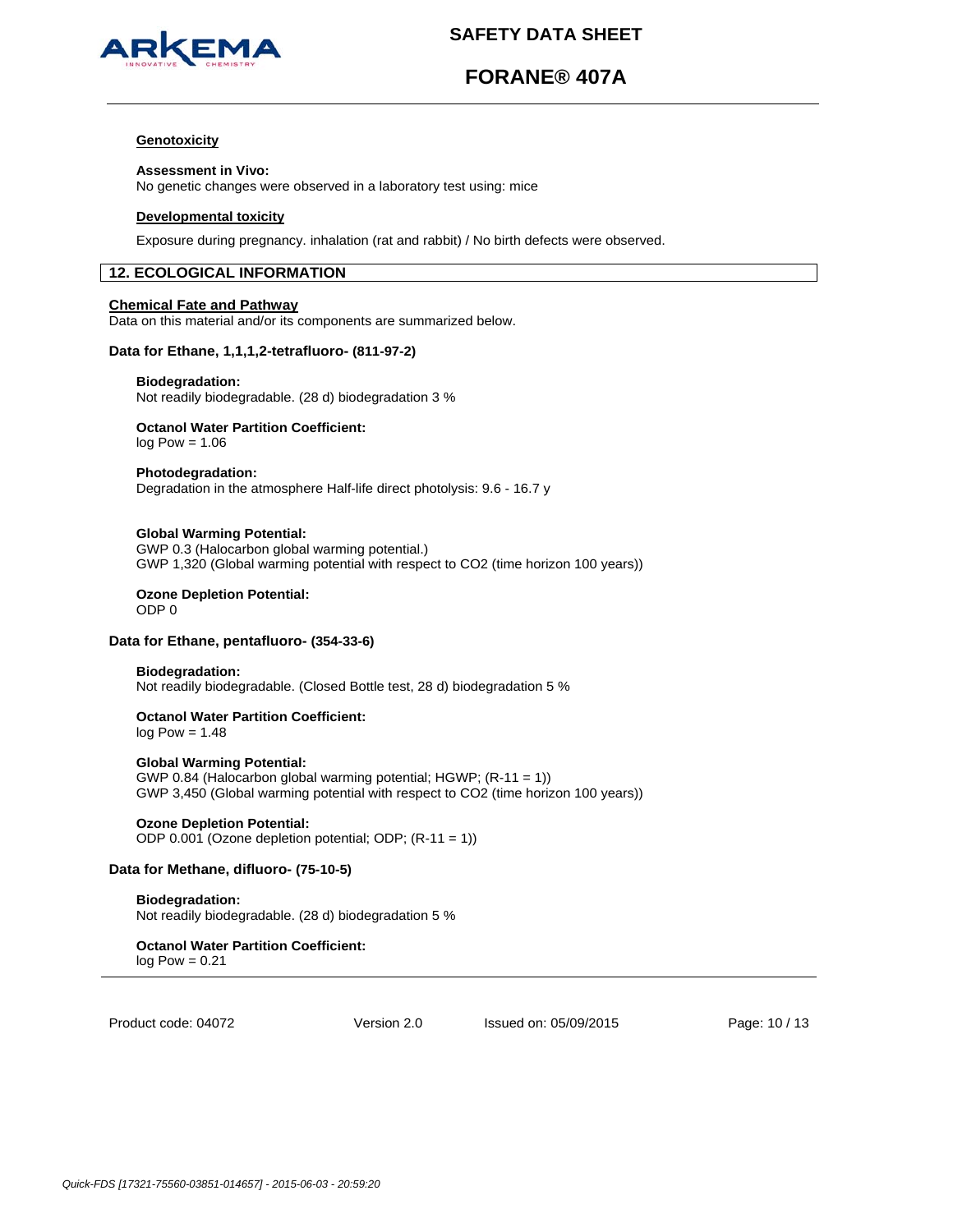**Genotoxicity**

**Assessment in Vivo:**
No genetic changes were observed in a laboratory test using: mice

**Developmental toxicity**

Exposure during pregnancy. inhalation (rat and rabbit) / No birth defects were observed.

## 12. ECOLOGICAL INFORMATION

**Chemical Fate and Pathway**
Data on this material and/or its components are summarized below.

**Data for Ethane, 1,1,1,2-tetrafluoro- (811-97-2)**

**Biodegradation:**
Not readily biodegradable. (28 d) biodegradation 3 %

**Octanol Water Partition Coefficient:**
log Pow = 1.06

**Photodegradation:**
Degradation in the atmosphere Half-life direct photolysis: 9.6 - 16.7 y

**Global Warming Potential:**
GWP 0.3 (Halocarbon global warming potential.)
GWP 1,320 (Global warming potential with respect to CO2 (time horizon 100 years))

**Ozone Depletion Potential:**
ODP 0

**Data for Ethane, pentafluoro- (354-33-6)**

**Biodegradation:**
Not readily biodegradable. (Closed Bottle test, 28 d) biodegradation 5 %

**Octanol Water Partition Coefficient:**
log Pow = 1.48

**Global Warming Potential:**
GWP 0.84 (Halocarbon global warming potential; HGWP; (R-11 = 1))
GWP 3,450 (Global warming potential with respect to CO2 (time horizon 100 years))

**Ozone Depletion Potential:**
ODP 0.001 (Ozone depletion potential; ODP; (R-11 = 1))

**Data for Methane, difluoro- (75-10-5)**

**Biodegradation:**
Not readily biodegradable. (28 d) biodegradation 5 %

**Octanol Water Partition Coefficient:**
log Pow = 0.21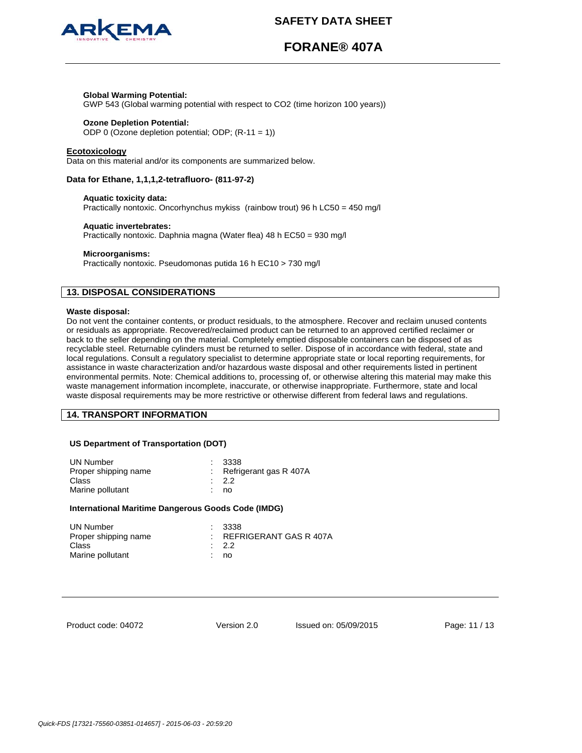**Global Warming Potential:**
GWP 543 (Global warming potential with respect to $CO_2$ (time horizon 100 years))

**Ozone Depletion Potential:**
ODP 0 (Ozone depletion potential; ODP; (R-11 = 1))

**Ecotoxicology**
Data on this material and/or its components are summarized below.

**Data for Ethane, 1,1,1,2-tetrafluoro- (811-97-2)**

**Aquatic toxicity data:**
Practically nontoxic. Oncorhynchus mykiss (rainbow trout) 96 h LC50 = 450 mg/l

**Aquatic invertebrates:**
Practically nontoxic. Daphnia magna (Water flea) 48 h EC50 = 930 mg/l

**Microorganisms:**
Practically nontoxic. Pseudomonas putida 16 h EC10 > 730 mg/l

## 13. DISPOSAL CONSIDERATIONS

**Waste disposal:**
Do not vent the container contents, or product residuals, to the atmosphere. Recover and reclaim unused contents or residuals as appropriate. Recovered/reclaimed product can be returned to an approved certified reclaimer or back to the seller depending on the material. Completely emptied disposable containers can be disposed of as recyclable steel. Returnable cylinders must be returned to seller. Dispose of in accordance with federal, state and local regulations. Consult a regulatory specialist to determine appropriate state or local reporting requirements, for assistance in waste characterization and/or hazardous waste disposal and other requirements listed in pertinent environmental permits. Note: Chemical additions to, processing of, or otherwise altering this material may make this waste management information incomplete, inaccurate, or otherwise inappropriate. Furthermore, state and local waste disposal requirements may be more restrictive or otherwise different from federal laws and regulations.

## 14. TRANSPORT INFORMATION

**US Department of Transportation (DOT)**

| | |
|---|---|
| UN Number | : 3338 |
| Proper shipping name | : Refrigerant gas R 407A |
| Class | : 2.2 |
| Marine pollutant | : no |

**International Maritime Dangerous Goods Code (IMDG)**

| | |
|---|---|
| UN Number | : 3338 |
| Proper shipping name | : REFRIGERANT GAS R 407A |
| Class | : 2.2 |
| Marine pollutant | : no |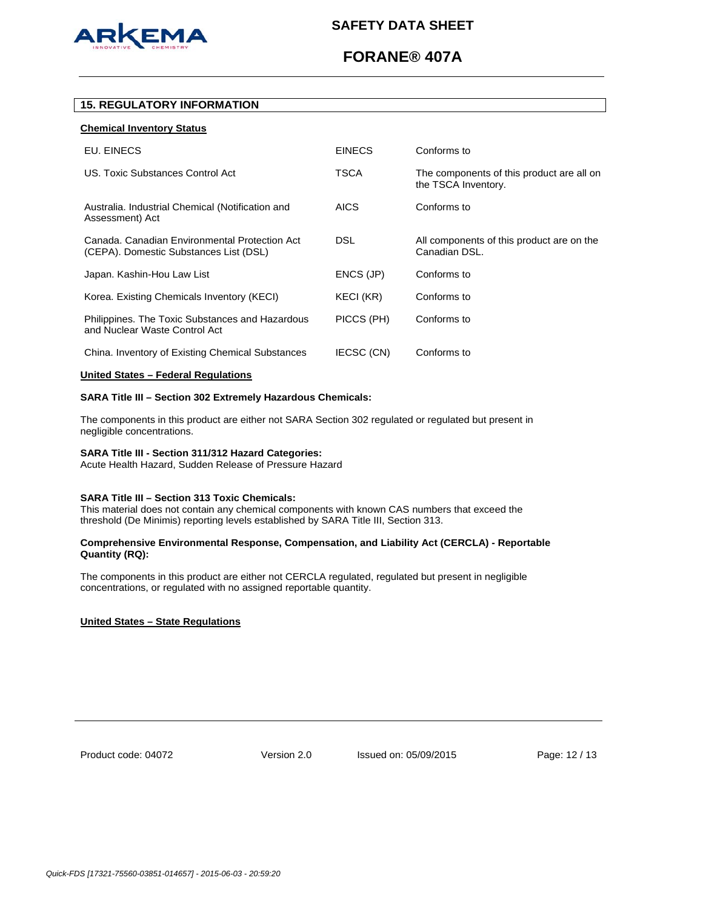## 15. REGULATORY INFORMATION

**Chemical Inventory Status**

| | | |
|---|---|---|
| EU. EINECS | EINECS | Conforms to |
| US. Toxic Substances Control Act | TSCA | The components of this product are all on the TSCA Inventory. |
| Australia. Industrial Chemical (Notification and Assessment) Act | AICS | Conforms to |
| Canada. Canadian Environmental Protection Act (CEPA). Domestic Substances List (DSL) | DSL | All components of this product are on the Canadian DSL. |
| Japan. Kashin-Hou Law List | ENCS (JP) | Conforms to |
| Korea. Existing Chemicals Inventory (KECI) | KECI (KR) | Conforms to |
| Philippines. The Toxic Substances and Hazardous and Nuclear Waste Control Act | PICCS (PH) | Conforms to |
| China. Inventory of Existing Chemical Substances | IECSC (CN) | Conforms to |

**United States – Federal Regulations**

**SARA Title III – Section 302 Extremely Hazardous Chemicals:**

The components in this product are either not SARA Section 302 regulated or regulated but present in negligible concentrations.

**SARA Title III - Section 311/312 Hazard Categories:**
Acute Health Hazard, Sudden Release of Pressure Hazard

**SARA Title III – Section 313 Toxic Chemicals:**
This material does not contain any chemical components with known CAS numbers that exceed the threshold (De Minimis) reporting levels established by SARA Title III, Section 313.

**Comprehensive Environmental Response, Compensation, and Liability Act (CERCLA) - Reportable Quantity (RQ):**

The components in this product are either not CERCLA regulated, regulated but present in negligible concentrations, or regulated with no assigned reportable quantity.

**United States – State Regulations**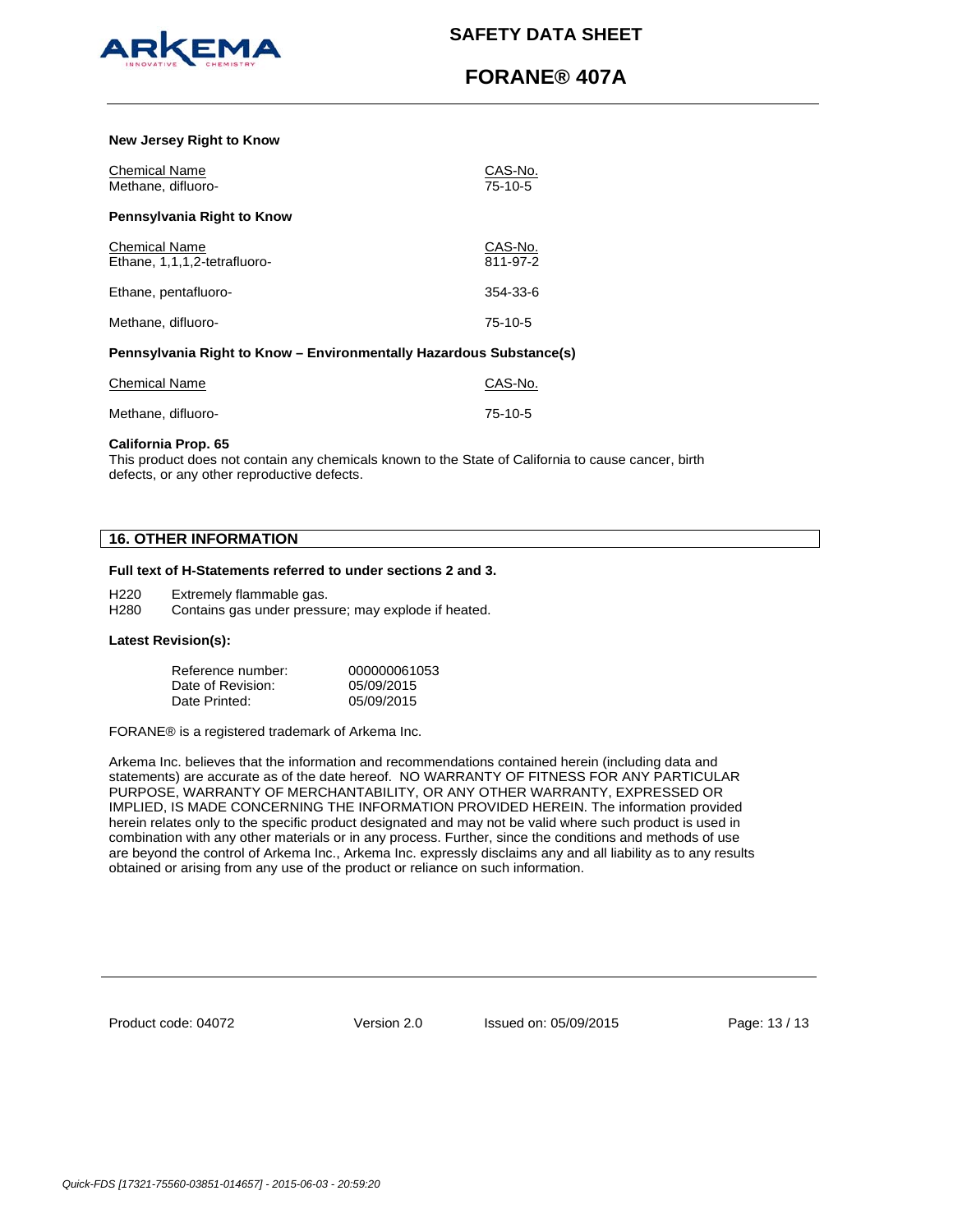**New Jersey Right to Know**

| Chemical Name | CAS-No. |
|---|---|
| Methane, difluoro- | 75-10-5 |

**Pennsylvania Right to Know**

| Chemical Name | CAS-No. |
|---|---|
| Ethane, 1,1,1,2-tetrafluoro- | 811-97-2 |
| Ethane, pentafluoro- | 354-33-6 |
| Methane, difluoro- | 75-10-5 |

**Pennsylvania Right to Know – Environmentally Hazardous Substance(s)**

| Chemical Name | CAS-No. |
|---|---|
| Methane, difluoro- | 75-10-5 |

**California Prop. 65**

This product does not contain any chemicals known to the State of California to cause cancer, birth defects, or any other reproductive defects.

## 16. OTHER INFORMATION

**Full text of H-Statements referred to under sections 2 and 3.**

H220 Extremely flammable gas.
H280 Contains gas under pressure; may explode if heated.

**Latest Revision(s):**

| | |
|---|---|
| Reference number: | 000000061053 |
| Date of Revision: | 05/09/2015 |
| Date Printed: | 05/09/2015 |

FORANE® is a registered trademark of Arkema Inc.

Arkema Inc. believes that the information and recommendations contained herein (including data and statements) are accurate as of the date hereof. NO WARRANTY OF FITNESS FOR ANY PARTICULAR PURPOSE, WARRANTY OF MERCHANTABILITY, OR ANY OTHER WARRANTY, EXPRESSED OR IMPLIED, IS MADE CONCERNING THE INFORMATION PROVIDED HEREIN. The information provided herein relates only to the specific product designated and may not be valid where such product is used in combination with any other materials or in any process. Further, since the conditions and methods of use are beyond the control of Arkema Inc., Arkema Inc. expressly disclaims any and all liability as to any results obtained or arising from any use of the product or reliance on such information.